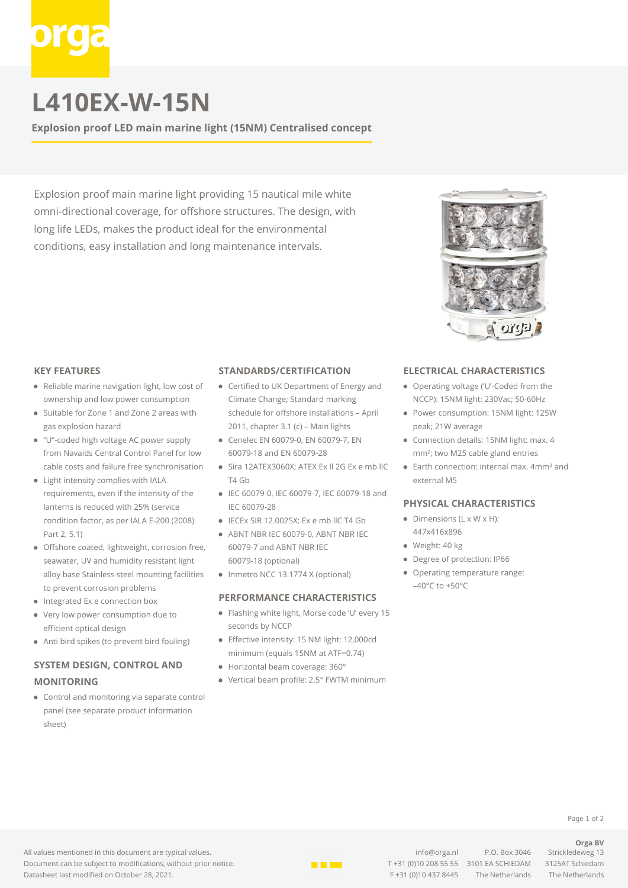# L410EX-W-15N

**Explosion proof LED main marine light (15NM) Centralised concept**

Explosion proof main marine light providing 15 nautical mile white omni-directional coverage, for offshore structures. The design, with long life LEDs, makes the product ideal for the environmental conditions, easy installation and long maintenance intervals.

## KEY FEATURES

- Reliable marine navigation light, low cost of ownership and low power consumption
- Suitable for Zone 1 and Zone 2 areas with gas explosion hazard
- "U"-coded high voltage AC power supply from Navaids Central Control Panel for low cable costs and failure free synchronisation
- Light intensity complies with IALA requirements, even if the intensity of the lanterns is reduced with 25% (service condition factor, as per IALA E-200 (2008) Part 2, 5.1)
- Offshore coated, lightweight, corrosion free, seawater, UV and humidity resistant light alloy base Stainless steel mounting facilities to prevent corrosion problems
- Integrated Ex e connection box
- Very low power consumption due to efficient optical design
- Anti bird spikes (to prevent bird fouling)

## SYSTEM DESIGN, CONTROL AND MONITORING

- Control and monitoring via separate control panel (see separate product information sheet)

## STANDARDS/CERTIFICATION

- Certified to UK Department of Energy and Climate Change; Standard marking schedule for offshore installations – April 2011, chapter 3.1 (c) – Main lights
- Cenelec EN 60079-0, EN 60079-7, EN 60079-18 and EN 60079-28
- Sira 12ATEX3060X; ATEX Ex ll 2G Ex e mb llC T4 Gb
- IEC 60079-0, IEC 60079-7, IEC 60079-18 and IEC 60079-28
- IECEx SIR 12.0025X; Ex e mb llC T4 Gb
- ABNT NBR IEC 60079-0, ABNT NBR IEC 60079-7 and ABNT NBR IEC 60079-18 (optional)
- Inmetro NCC 13.1774 X (optional)

## PERFORMANCE CHARACTERISTICS

- Flashing white light, Morse code 'U' every 15 seconds by NCCP
- Effective intensity: 15 NM light: 12,000cd minimum (equals 15NM at ATF=0.74)
- Horizontal beam coverage: 360°
- Vertical beam profile: 2.5° FWTM minimum

## ELECTRICAL CHARACTERISTICS

- Operating voltage ('U'-Coded from the NCCP): 15NM light: 230Vac; 50-60Hz
- Power consumption: 15NM light: 125W peak; 21W average
- Connection details: 15NM light: max. 4 mm²; two M25 cable gland entries
- Earth connection: internal max. 4mm² and external M5

## PHYSICAL CHARACTERISTICS

- Dimensions (L x W x H): 447x416x896
- Weight: 40 kg
- Degree of protection: IP66
- Operating temperature range: –40°C to +50°C

All values mentioned in this document are typical values.
Document can be subject to modifications, without prior notice.
Datasheet last modified on October 28, 2021.

info@orga.nl
T +31 (0)10 208 55 55
F +31 (0)10 437 8445

P.O. Box 3046
3101 EA SCHIEDAM
The Netherlands

**Orga BV**
Strickledeweg 13
3125AT Schiedam
The Netherlands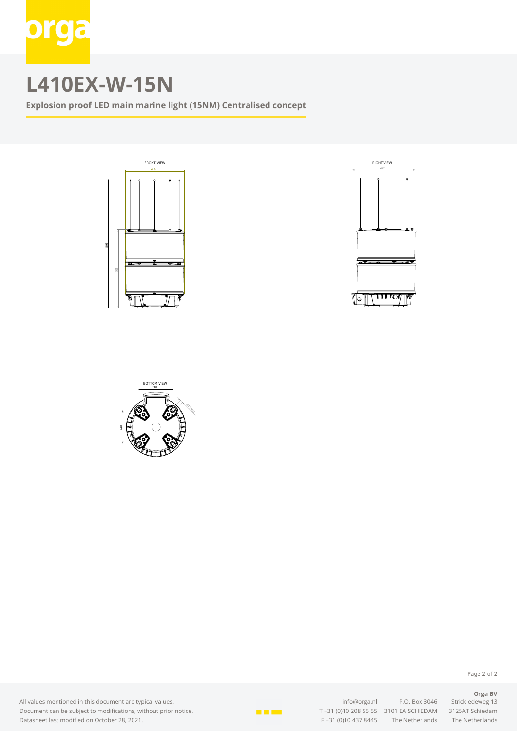# L410EX-W-15N

**Explosion proof LED main marine light (15NM) Centralised concept**

FRONT VIEW

416

896

551

RIGHT VIEW

447

BOTTOM VIEW

240

240

All values mentioned in this document are typical values.
Document can be subject to modifications, without prior notice.
Datasheet last modified on October 28, 2021.

info@orga.nl
T +31 (0)10 208 55 55
F +31 (0)10 437 8445

P.O. Box 3046
3101 EA SCHIEDAM
The Netherlands

**Orga BV**
Strickledeweg 13
3125AT Schiedam
The Netherlands